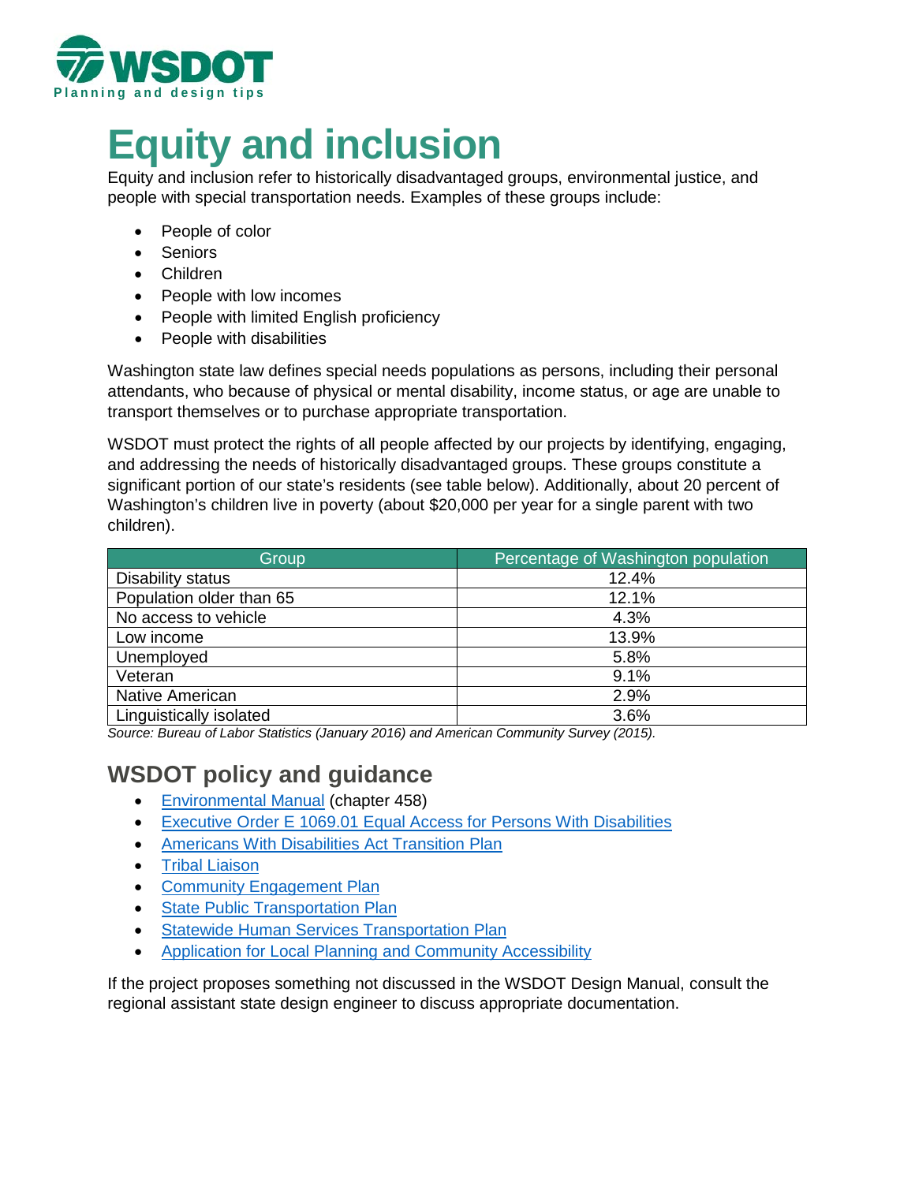WSDOT

Planning and design tips

# Equity and inclusion

Equity and inclusion refer to historically disadvantaged groups, environmental justice, and people with special transportation needs. Examples of these groups include:

- People of color
- Seniors
- Children
- People with low incomes
- People with limited English proficiency
- People with disabilities

Washington state law defines special needs populations as persons, including their personal attendants, who because of physical or mental disability, income status, or age are unable to transport themselves or to purchase appropriate transportation.

WSDOT must protect the rights of all people affected by our projects by identifying, engaging, and addressing the needs of historically disadvantaged groups. These groups constitute a significant portion of our state's residents (see table below). Additionally, about 20 percent of Washington's children live in poverty (about $20,000 per year for a single parent with two children).

| Group | Percentage of Washington population |
|---|---|
| Disability status | 12.4% |
| Population older than 65 | 12.1% |
| No access to vehicle | 4.3% |
| Low income | 13.9% |
| Unemployed | 5.8% |
| Veteran | 9.1% |
| Native American | 2.9% |
| Linguistically isolated | 3.6% |

*Source: Bureau of Labor Statistics (January 2016) and American Community Survey (2015).*

## WSDOT policy and guidance

- Environmental Manual (chapter 458)
- Executive Order E 1069.01 Equal Access for Persons With Disabilities
- Americans With Disabilities Act Transition Plan
- Tribal Liaison
- Community Engagement Plan
- State Public Transportation Plan
- Statewide Human Services Transportation Plan
- Application for Local Planning and Community Accessibility

If the project proposes something not discussed in the WSDOT Design Manual, consult the regional assistant state design engineer to discuss appropriate documentation.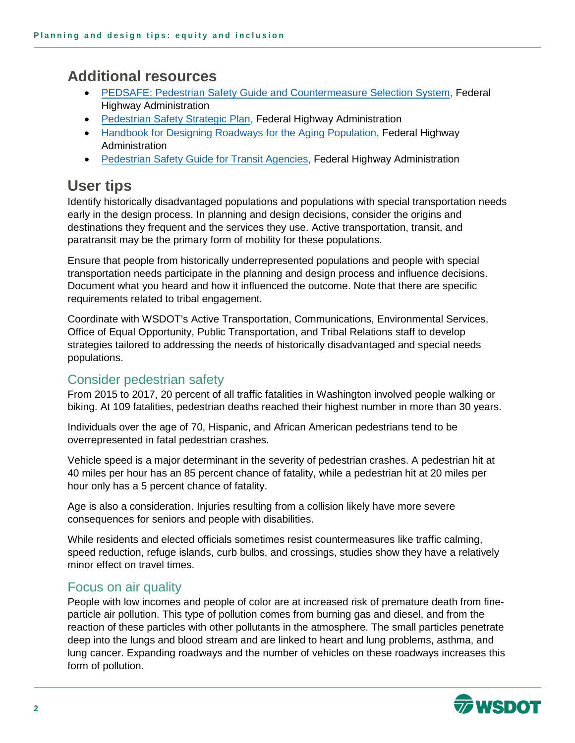## Additional resources

- [PEDSAFE: Pedestrian Safety Guide and Countermeasure Selection System,] Federal Highway Administration
- [Pedestrian Safety Strategic Plan,] Federal Highway Administration
- [Handbook for Designing Roadways for the Aging Population,] Federal Highway Administration
- [Pedestrian Safety Guide for Transit Agencies,] Federal Highway Administration

## User tips

Identify historically disadvantaged populations and populations with special transportation needs early in the design process. In planning and design decisions, consider the origins and destinations they frequent and the services they use. Active transportation, transit, and paratransit may be the primary form of mobility for these populations.

Ensure that people from historically underrepresented populations and people with special transportation needs participate in the planning and design process and influence decisions. Document what you heard and how it influenced the outcome. Note that there are specific requirements related to tribal engagement.

Coordinate with WSDOT's Active Transportation, Communications, Environmental Services, Office of Equal Opportunity, Public Transportation, and Tribal Relations staff to develop strategies tailored to addressing the needs of historically disadvantaged and special needs populations.

### Consider pedestrian safety

From 2015 to 2017, 20 percent of all traffic fatalities in Washington involved people walking or biking. At 109 fatalities, pedestrian deaths reached their highest number in more than 30 years.

Individuals over the age of 70, Hispanic, and African American pedestrians tend to be overrepresented in fatal pedestrian crashes.

Vehicle speed is a major determinant in the severity of pedestrian crashes. A pedestrian hit at 40 miles per hour has an 85 percent chance of fatality, while a pedestrian hit at 20 miles per hour only has a 5 percent chance of fatality.

Age is also a consideration. Injuries resulting from a collision likely have more severe consequences for seniors and people with disabilities.

While residents and elected officials sometimes resist countermeasures like traffic calming, speed reduction, refuge islands, curb bulbs, and crossings, studies show they have a relatively minor effect on travel times.

### Focus on air quality

People with low incomes and people of color are at increased risk of premature death from fine-particle air pollution. This type of pollution comes from burning gas and diesel, and from the reaction of these particles with other pollutants in the atmosphere. The small particles penetrate deep into the lungs and blood stream and are linked to heart and lung problems, asthma, and lung cancer. Expanding roadways and the number of vehicles on these roadways increases this form of pollution.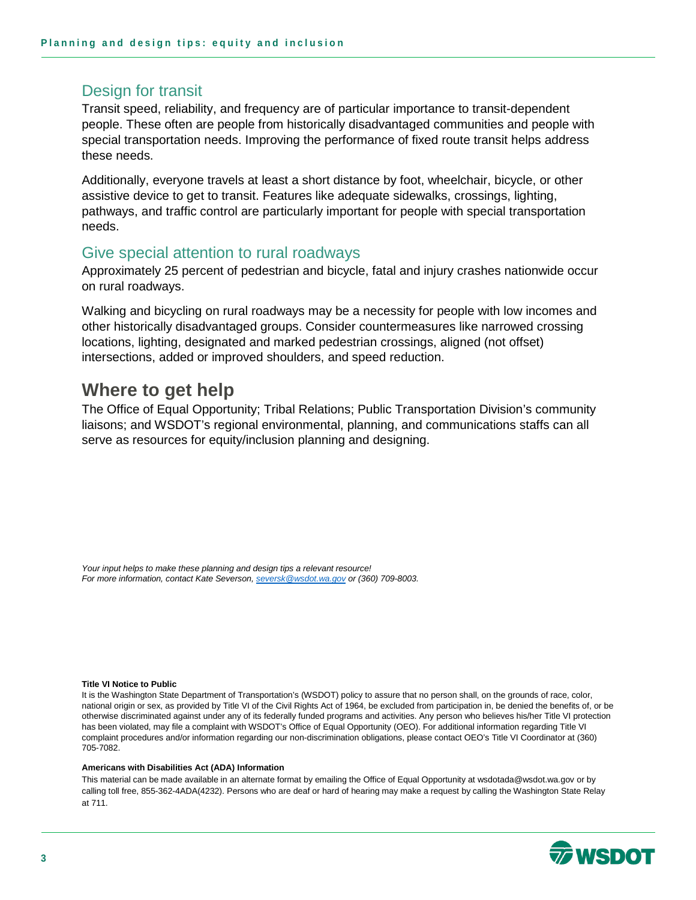## Design for transit

Transit speed, reliability, and frequency are of particular importance to transit-dependent people. These often are people from historically disadvantaged communities and people with special transportation needs. Improving the performance of fixed route transit helps address these needs.

Additionally, everyone travels at least a short distance by foot, wheelchair, bicycle, or other assistive device to get to transit. Features like adequate sidewalks, crossings, lighting, pathways, and traffic control are particularly important for people with special transportation needs.

## Give special attention to rural roadways

Approximately 25 percent of pedestrian and bicycle, fatal and injury crashes nationwide occur on rural roadways.

Walking and bicycling on rural roadways may be a necessity for people with low incomes and other historically disadvantaged groups. Consider countermeasures like narrowed crossing locations, lighting, designated and marked pedestrian crossings, aligned (not offset) intersections, added or improved shoulders, and speed reduction.

# Where to get help

The Office of Equal Opportunity; Tribal Relations; Public Transportation Division's community liaisons; and WSDOT's regional environmental, planning, and communications staffs can all serve as resources for equity/inclusion planning and designing.

*Your input helps to make these planning and design tips a relevant resource!*
*For more information, contact Kate Severson, [seversk@wsdot.wa.gov](mailto:seversk@wsdot.wa.gov) or (360) 709-8003.*

**Title VI Notice to Public**

It is the Washington State Department of Transportation's (WSDOT) policy to assure that no person shall, on the grounds of race, color, national origin or sex, as provided by Title VI of the Civil Rights Act of 1964, be excluded from participation in, be denied the benefits of, or be otherwise discriminated against under any of its federally funded programs and activities. Any person who believes his/her Title VI protection has been violated, may file a complaint with WSDOT's Office of Equal Opportunity (OEO). For additional information regarding Title VI complaint procedures and/or information regarding our non-discrimination obligations, please contact OEO's Title VI Coordinator at (360) 705-7082.

**Americans with Disabilities Act (ADA) Information**

This material can be made available in an alternate format by emailing the Office of Equal Opportunity at wsdotada@wsdot.wa.gov or by calling toll free, 855-362-4ADA(4232). Persons who are deaf or hard of hearing may make a request by calling the Washington State Relay at 711.

WSDOT